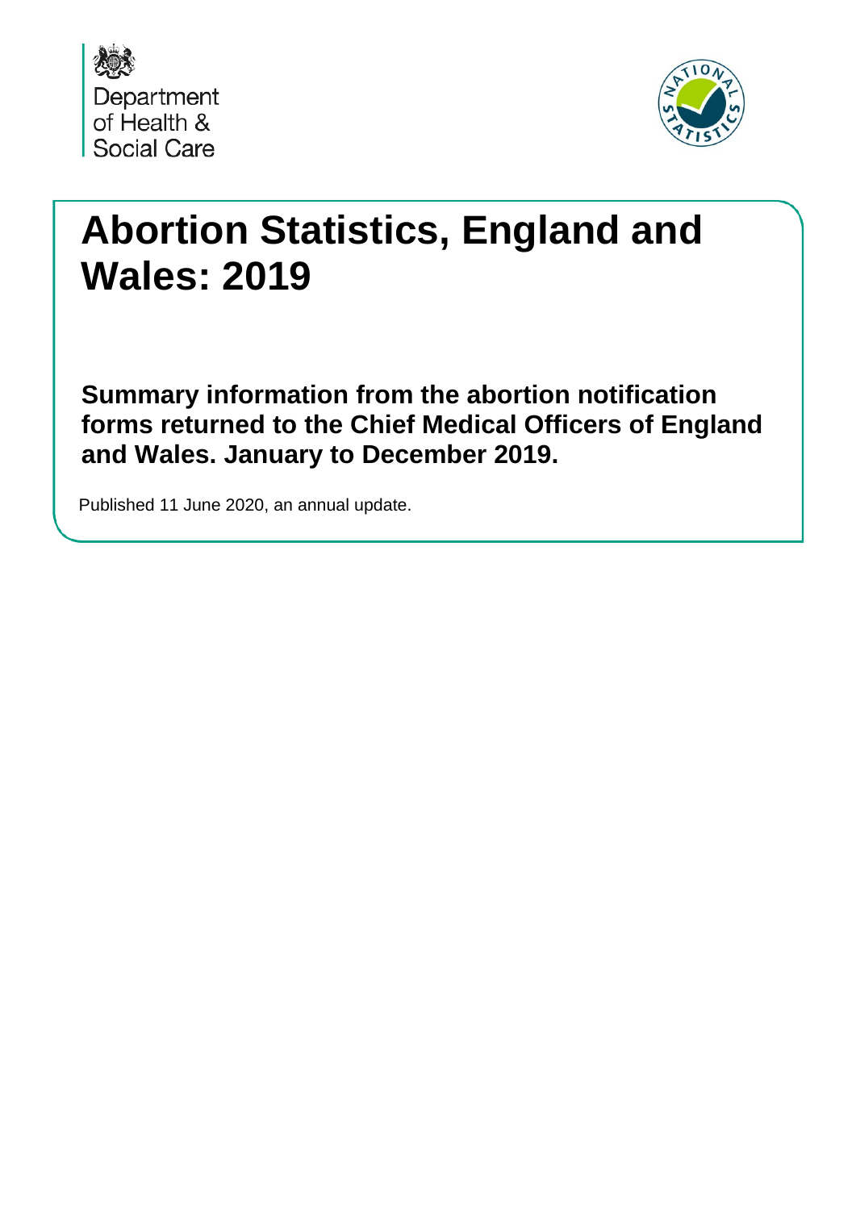Department of Health & Social Care

# Abortion Statistics, England and Wales: 2019

**Summary information from the abortion notification forms returned to the Chief Medical Officers of England and Wales. January to December 2019.**

Published 11 June 2020, an annual update.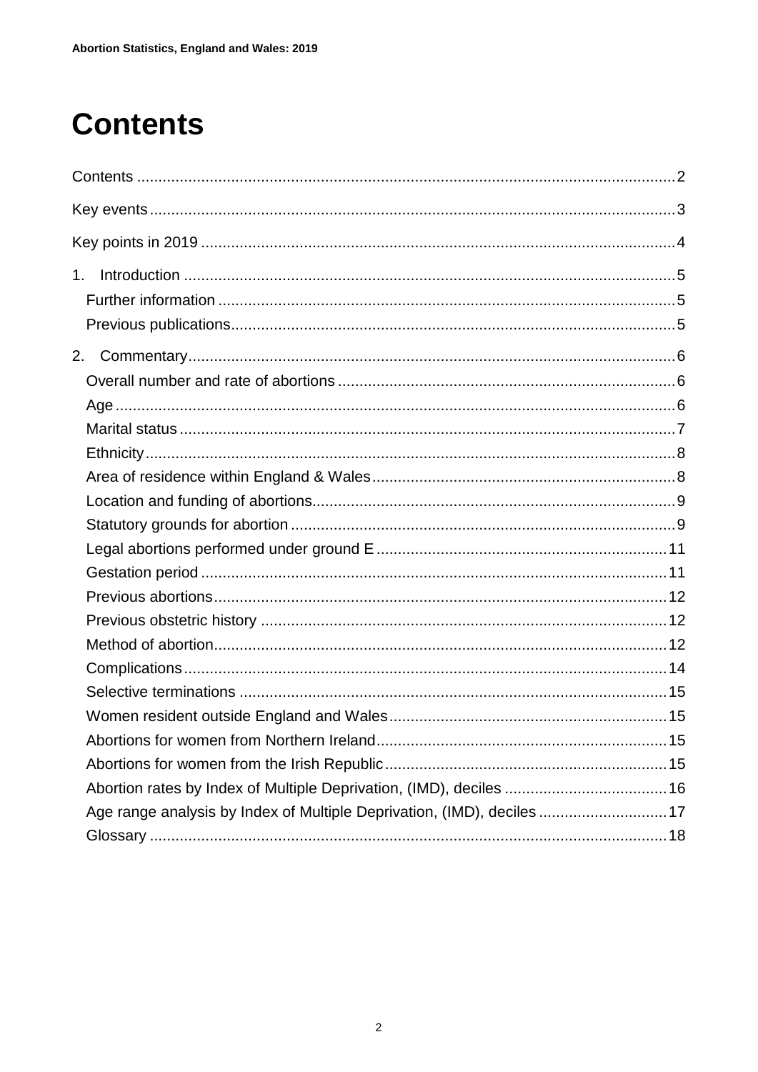# Contents

Contents ..... 2

Key events ..... 3

Key points in 2019 ..... 4

1. Introduction ..... 5
   - Further information ..... 5
   - Previous publications ..... 5

2. Commentary ..... 6
   - Overall number and rate of abortions ..... 6
   - Age ..... 6
   - Marital status ..... 7
   - Ethnicity ..... 8
   - Area of residence within England & Wales ..... 8
   - Location and funding of abortions ..... 9
   - Statutory grounds for abortion ..... 9
   - Legal abortions performed under ground E ..... 11
   - Gestation period ..... 11
   - Previous abortions ..... 12
   - Previous obstetric history ..... 12
   - Method of abortion ..... 12
   - Complications ..... 14
   - Selective terminations ..... 15
   - Women resident outside England and Wales ..... 15
   - Abortions for women from Northern Ireland ..... 15
   - Abortions for women from the Irish Republic ..... 15
   - Abortion rates by Index of Multiple Deprivation, (IMD), deciles ..... 16
   - Age range analysis by Index of Multiple Deprivation, (IMD), deciles ..... 17
   - Glossary ..... 18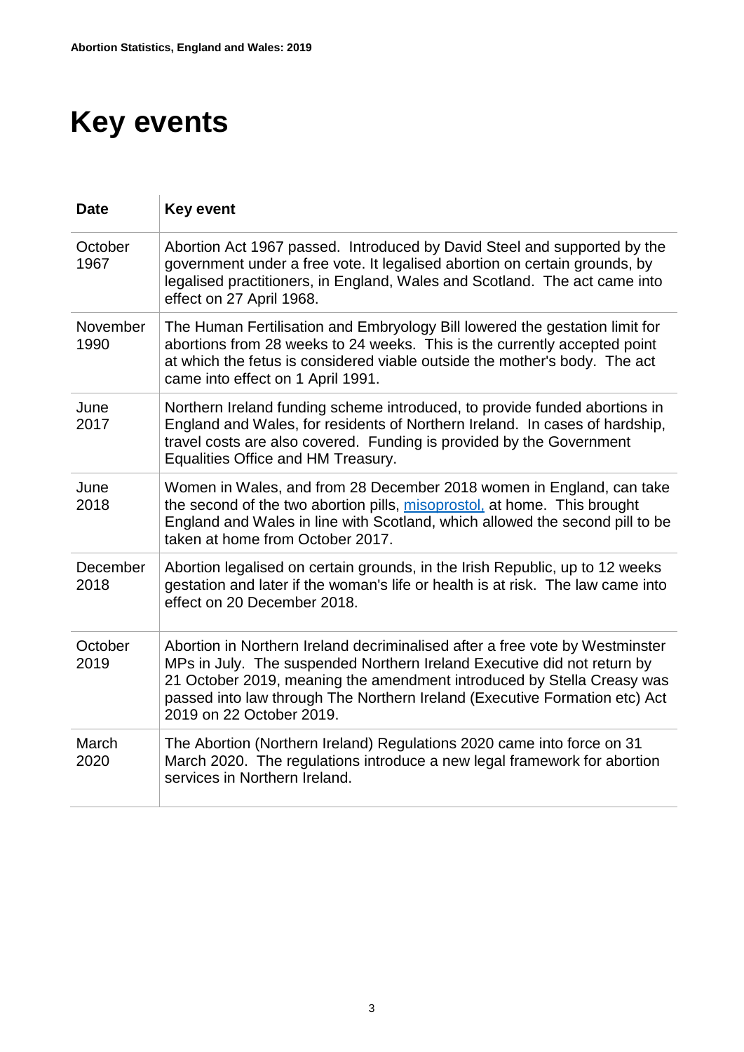# Key events

| Date | Key event |
|---|---|
| October 1967 | Abortion Act 1967 passed. Introduced by David Steel and supported by the government under a free vote. It legalised abortion on certain grounds, by legalised practitioners, in England, Wales and Scotland. The act came into effect on 27 April 1968. |
| November 1990 | The Human Fertilisation and Embryology Bill lowered the gestation limit for abortions from 28 weeks to 24 weeks. This is the currently accepted point at which the fetus is considered viable outside the mother's body. The act came into effect on 1 April 1991. |
| June 2017 | Northern Ireland funding scheme introduced, to provide funded abortions in England and Wales, for residents of Northern Ireland. In cases of hardship, travel costs are also covered. Funding is provided by the Government Equalities Office and HM Treasury. |
| June 2018 | Women in Wales, and from 28 December 2018 women in England, can take the second of the two abortion pills, misoprostol, at home. This brought England and Wales in line with Scotland, which allowed the second pill to be taken at home from October 2017. |
| December 2018 | Abortion legalised on certain grounds, in the Irish Republic, up to 12 weeks gestation and later if the woman's life or health is at risk. The law came into effect on 20 December 2018. |
| October 2019 | Abortion in Northern Ireland decriminalised after a free vote by Westminster MPs in July. The suspended Northern Ireland Executive did not return by 21 October 2019, meaning the amendment introduced by Stella Creasy was passed into law through The Northern Ireland (Executive Formation etc) Act 2019 on 22 October 2019. |
| March 2020 | The Abortion (Northern Ireland) Regulations 2020 came into force on 31 March 2020. The regulations introduce a new legal framework for abortion services in Northern Ireland. |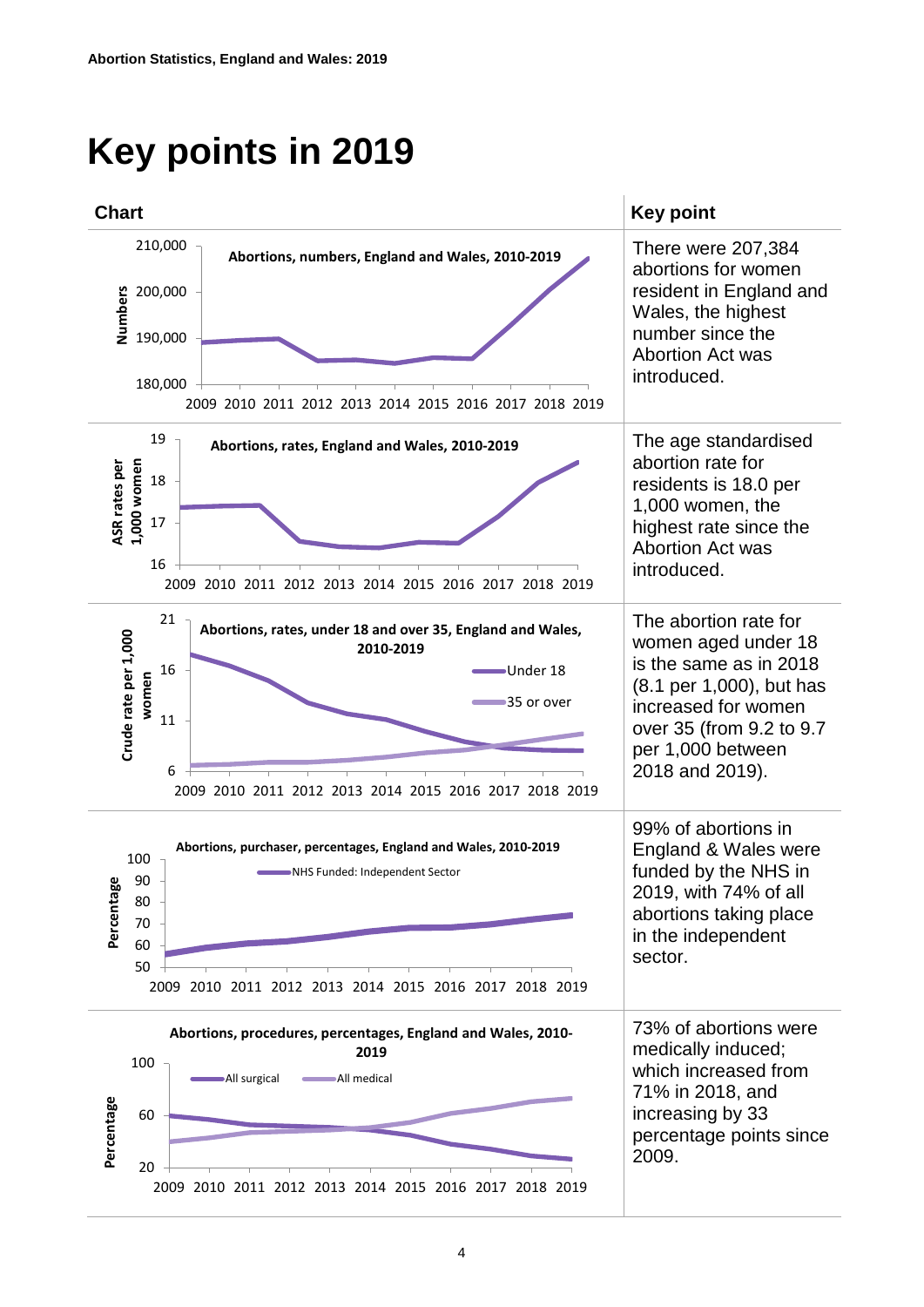# Key points in 2019

| Chart | Key point |
| --- | --- |
| Abortions, numbers, England and Wales, 2010-2019 | There were 207,384 abortions for women resident in England and Wales, the highest number since the Abortion Act was introduced. |
| Abortions, rates, England and Wales, 2010-2019 | The age standardised abortion rate for residents is 18.0 per 1,000 women, the highest rate since the Abortion Act was introduced. |
| Abortions, rates, under 18 and over 35, England and Wales, 2010-2019 | The abortion rate for women aged under 18 is the same as in 2018 (8.1 per 1,000), but has increased for women over 35 (from 9.2 to 9.7 per 1,000 between 2018 and 2019). |
| Abortions, purchaser, percentages, England and Wales, 2010-2019 | 99% of abortions in England & Wales were funded by the NHS in 2019, with 74% of all abortions taking place in the independent sector. |
| Abortions, procedures, percentages, England and Wales, 2010-2019 | 73% of abortions were medically induced; which increased from 71% in 2018, and increasing by 33 percentage points since 2009. |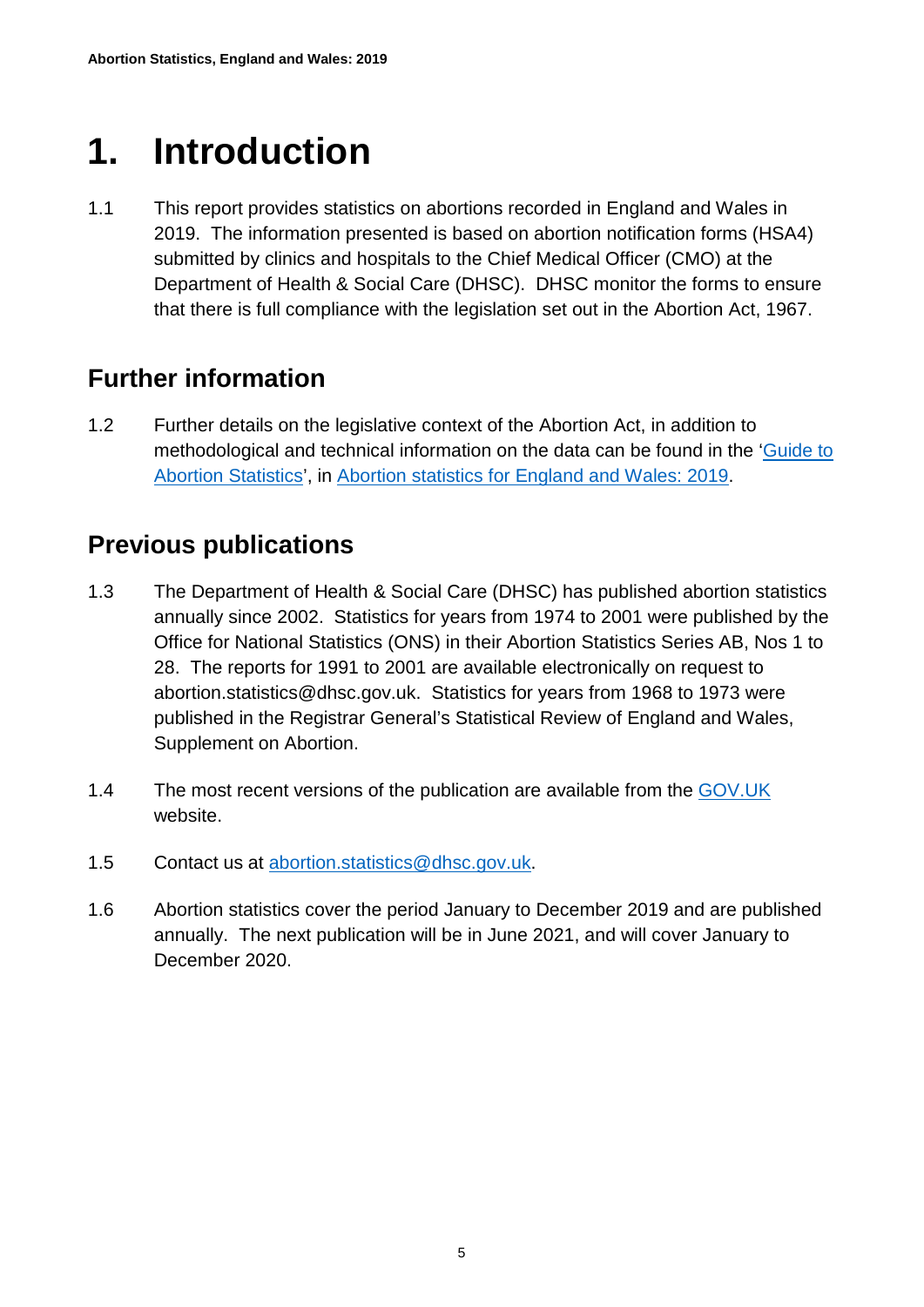# 1. Introduction

1.1 This report provides statistics on abortions recorded in England and Wales in 2019. The information presented is based on abortion notification forms (HSA4) submitted by clinics and hospitals to the Chief Medical Officer (CMO) at the Department of Health & Social Care (DHSC). DHSC monitor the forms to ensure that there is full compliance with the legislation set out in the Abortion Act, 1967.

## Further information

1.2 Further details on the legislative context of the Abortion Act, in addition to methodological and technical information on the data can be found in the '[Guide to Abortion Statistics](#)', in [Abortion statistics for England and Wales: 2019](#).

## Previous publications

1.3 The Department of Health & Social Care (DHSC) has published abortion statistics annually since 2002. Statistics for years from 1974 to 2001 were published by the Office for National Statistics (ONS) in their Abortion Statistics Series AB, Nos 1 to 28. The reports for 1991 to 2001 are available electronically on request to abortion.statistics@dhsc.gov.uk. Statistics for years from 1968 to 1973 were published in the Registrar General's Statistical Review of England and Wales, Supplement on Abortion.

1.4 The most recent versions of the publication are available from the [GOV.UK](#) website.

1.5 Contact us at [abortion.statistics@dhsc.gov.uk](mailto:abortion.statistics@dhsc.gov.uk).

1.6 Abortion statistics cover the period January to December 2019 and are published annually. The next publication will be in June 2021, and will cover January to December 2020.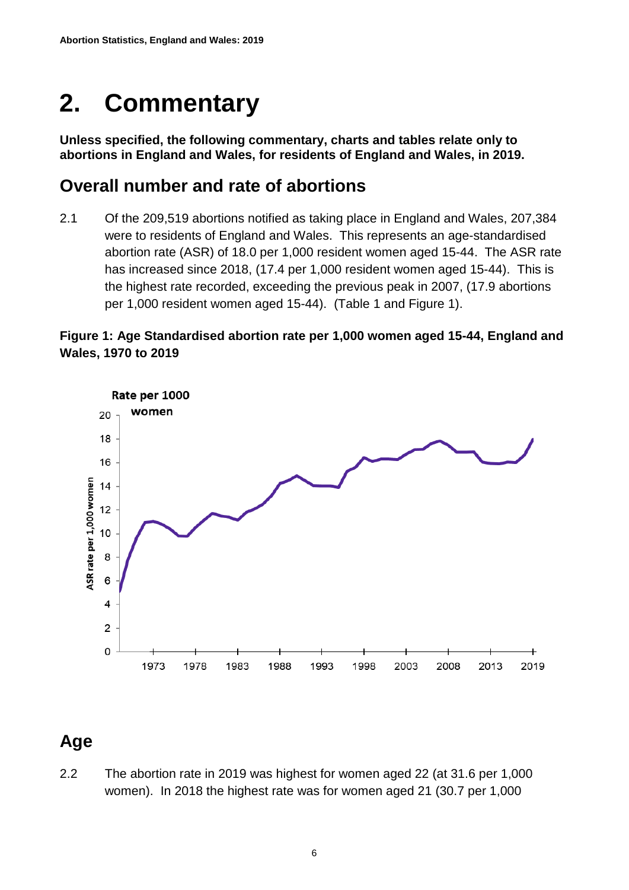# 2. Commentary

**Unless specified, the following commentary, charts and tables relate only to abortions in England and Wales, for residents of England and Wales, in 2019.**

## Overall number and rate of abortions

2.1 Of the 209,519 abortions notified as taking place in England and Wales, 207,384 were to residents of England and Wales. This represents an age-standardised abortion rate (ASR) of 18.0 per 1,000 resident women aged 15-44. The ASR rate has increased since 2018, (17.4 per 1,000 resident women aged 15-44). This is the highest rate recorded, exceeding the previous peak in 2007, (17.9 abortions per 1,000 resident women aged 15-44). (Table 1 and Figure 1).

**Figure 1: Age Standardised abortion rate per 1,000 women aged 15-44, England and Wales, 1970 to 2019**

## Age

2.2 The abortion rate in 2019 was highest for women aged 22 (at 31.6 per 1,000 women). In 2018 the highest rate was for women aged 21 (30.7 per 1,000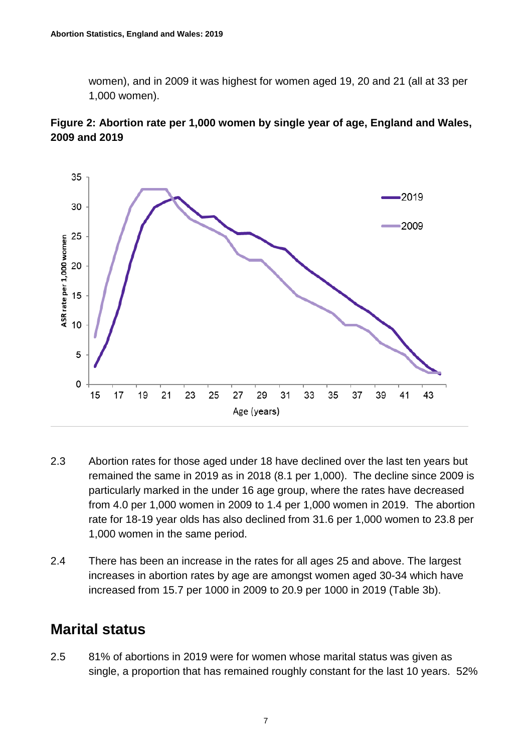women), and in 2009 it was highest for women aged 19, 20 and 21 (all at 33 per 1,000 women).

**Figure 2: Abortion rate per 1,000 women by single year of age, England and Wales, 2009 and 2019**

2.3 Abortion rates for those aged under 18 have declined over the last ten years but remained the same in 2019 as in 2018 (8.1 per 1,000). The decline since 2009 is particularly marked in the under 16 age group, where the rates have decreased from 4.0 per 1,000 women in 2009 to 1.4 per 1,000 women in 2019. The abortion rate for 18-19 year olds has also declined from 31.6 per 1,000 women to 23.8 per 1,000 women in the same period.

2.4 There has been an increase in the rates for all ages 25 and above. The largest increases in abortion rates by age are amongst women aged 30-34 which have increased from 15.7 per 1000 in 2009 to 20.9 per 1000 in 2019 (Table 3b).

## Marital status

2.5 81% of abortions in 2019 were for women whose marital status was given as single, a proportion that has remained roughly constant for the last 10 years. 52%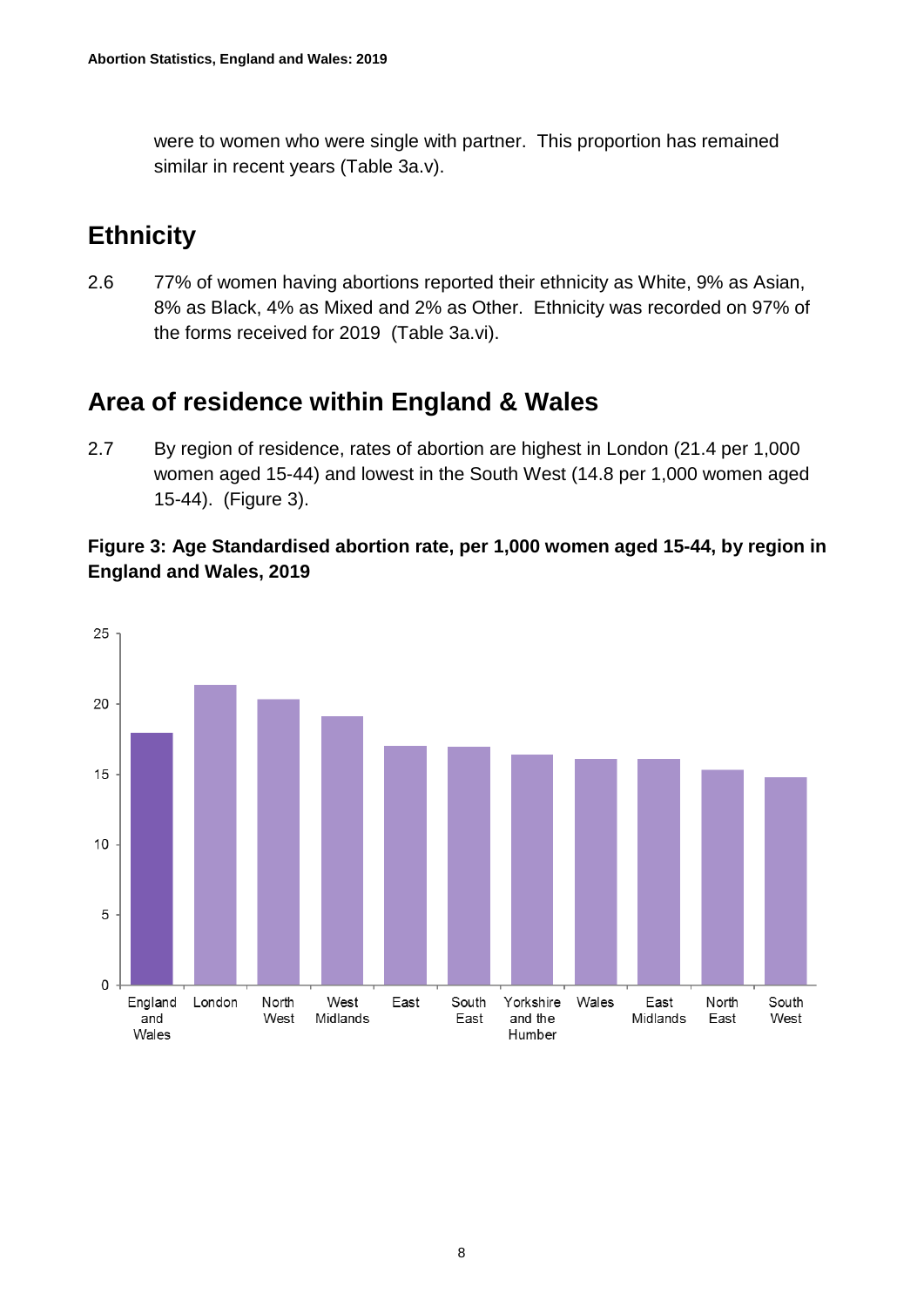were to women who were single with partner. This proportion has remained similar in recent years (Table 3a.v).

## Ethnicity

2.6 77% of women having abortions reported their ethnicity as White, 9% as Asian, 8% as Black, 4% as Mixed and 2% as Other. Ethnicity was recorded on 97% of the forms received for 2019 (Table 3a.vi).

## Area of residence within England & Wales

2.7 By region of residence, rates of abortion are highest in London (21.4 per 1,000 women aged 15-44) and lowest in the South West (14.8 per 1,000 women aged 15-44). (Figure 3).

**Figure 3: Age Standardised abortion rate, per 1,000 women aged 15-44, by region in England and Wales, 2019**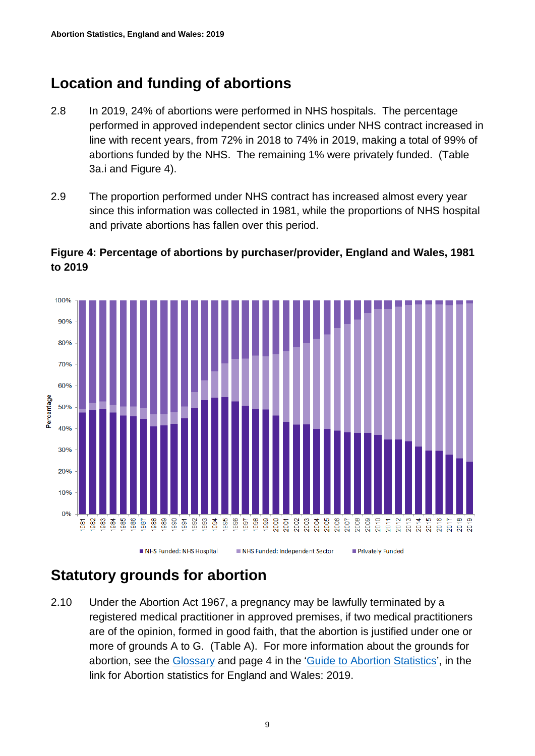## Location and funding of abortions

2.8 In 2019, 24% of abortions were performed in NHS hospitals. The percentage performed in approved independent sector clinics under NHS contract increased in line with recent years, from 72% in 2018 to 74% in 2019, making a total of 99% of abortions funded by the NHS. The remaining 1% were privately funded. (Table 3a.i and Figure 4).

2.9 The proportion performed under NHS contract has increased almost every year since this information was collected in 1981, while the proportions of NHS hospital and private abortions has fallen over this period.

**Figure 4: Percentage of abortions by purchaser/provider, England and Wales, 1981 to 2019**

## Statutory grounds for abortion

2.10 Under the Abortion Act 1967, a pregnancy may be lawfully terminated by a registered medical practitioner in approved premises, if two medical practitioners are of the opinion, formed in good faith, that the abortion is justified under one or more of grounds A to G. (Table A). For more information about the grounds for abortion, see the Glossary and page 4 in the 'Guide to Abortion Statistics', in the link for Abortion statistics for England and Wales: 2019.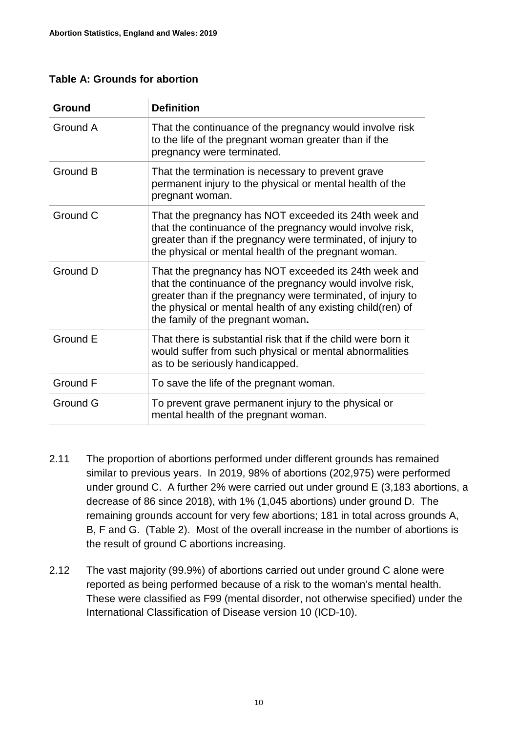**Table A: Grounds for abortion**

| Ground | Definition |
|---|---|
| Ground A | That the continuance of the pregnancy would involve risk to the life of the pregnant woman greater than if the pregnancy were terminated. |
| Ground B | That the termination is necessary to prevent grave permanent injury to the physical or mental health of the pregnant woman. |
| Ground C | That the pregnancy has NOT exceeded its 24th week and that the continuance of the pregnancy would involve risk, greater than if the pregnancy were terminated, of injury to the physical or mental health of the pregnant woman. |
| Ground D | That the pregnancy has NOT exceeded its 24th week and that the continuance of the pregnancy would involve risk, greater than if the pregnancy were terminated, of injury to the physical or mental health of any existing child(ren) of the family of the pregnant woman. |
| Ground E | That there is substantial risk that if the child were born it would suffer from such physical or mental abnormalities as to be seriously handicapped. |
| Ground F | To save the life of the pregnant woman. |
| Ground G | To prevent grave permanent injury to the physical or mental health of the pregnant woman. |

2.11 The proportion of abortions performed under different grounds has remained similar to previous years. In 2019, 98% of abortions (202,975) were performed under ground C. A further 2% were carried out under ground E (3,183 abortions, a decrease of 86 since 2018), with 1% (1,045 abortions) under ground D. The remaining grounds account for very few abortions; 181 in total across grounds A, B, F and G. (Table 2). Most of the overall increase in the number of abortions is the result of ground C abortions increasing.

2.12 The vast majority (99.9%) of abortions carried out under ground C alone were reported as being performed because of a risk to the woman's mental health. These were classified as F99 (mental disorder, not otherwise specified) under the International Classification of Disease version 10 (ICD-10).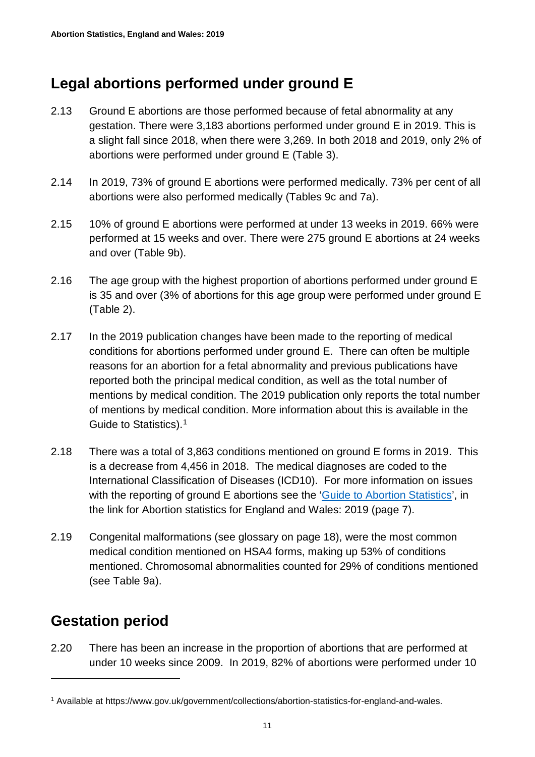## Legal abortions performed under ground E

2.13 Ground E abortions are those performed because of fetal abnormality at any gestation. There were 3,183 abortions performed under ground E in 2019. This is a slight fall since 2018, when there were 3,269. In both 2018 and 2019, only 2% of abortions were performed under ground E (Table 3).

2.14 In 2019, 73% of ground E abortions were performed medically. 73% per cent of all abortions were also performed medically (Tables 9c and 7a).

2.15 10% of ground E abortions were performed at under 13 weeks in 2019. 66% were performed at 15 weeks and over. There were 275 ground E abortions at 24 weeks and over (Table 9b).

2.16 The age group with the highest proportion of abortions performed under ground E is 35 and over (3% of abortions for this age group were performed under ground E (Table 2).

2.17 In the 2019 publication changes have been made to the reporting of medical conditions for abortions performed under ground E. There can often be multiple reasons for an abortion for a fetal abnormality and previous publications have reported both the principal medical condition, as well as the total number of mentions by medical condition. The 2019 publication only reports the total number of mentions by medical condition. More information about this is available in the Guide to Statistics).[1]

2.18 There was a total of 3,863 conditions mentioned on ground E forms in 2019. This is a decrease from 4,456 in 2018. The medical diagnoses are coded to the International Classification of Diseases (ICD10). For more information on issues with the reporting of ground E abortions see the 'Guide to Abortion Statistics', in the link for Abortion statistics for England and Wales: 2019 (page 7).

2.19 Congenital malformations (see glossary on page 18), were the most common medical condition mentioned on HSA4 forms, making up 53% of conditions mentioned. Chromosomal abnormalities counted for 29% of conditions mentioned (see Table 9a).

## Gestation period

2.20 There has been an increase in the proportion of abortions that are performed at under 10 weeks since 2009. In 2019, 82% of abortions were performed under 10

---

[1] Available at https://www.gov.uk/government/collections/abortion-statistics-for-england-and-wales.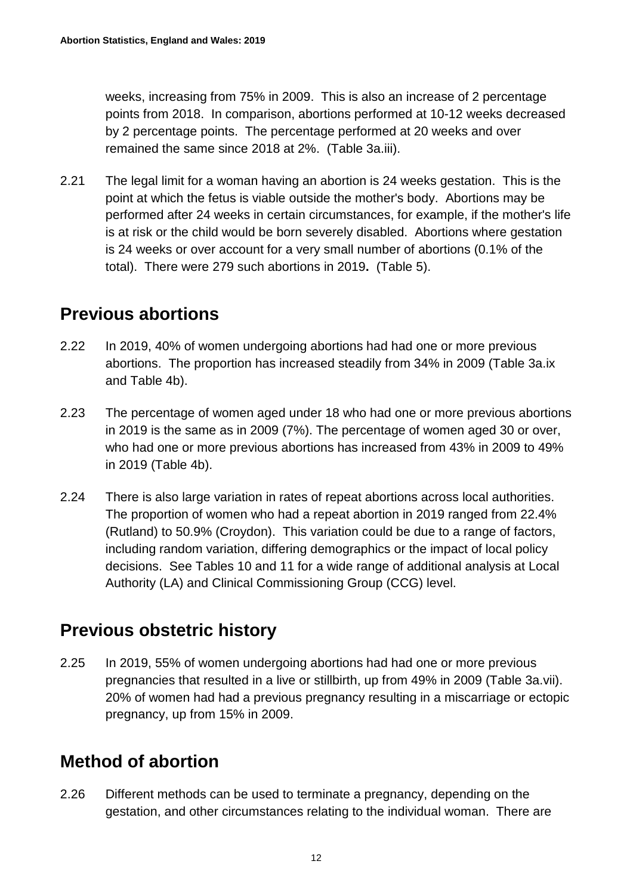weeks, increasing from 75% in 2009. This is also an increase of 2 percentage points from 2018. In comparison, abortions performed at 10-12 weeks decreased by 2 percentage points. The percentage performed at 20 weeks and over remained the same since 2018 at 2%. (Table 3a.iii).

2.21 The legal limit for a woman having an abortion is 24 weeks gestation. This is the point at which the fetus is viable outside the mother's body. Abortions may be performed after 24 weeks in certain circumstances, for example, if the mother's life is at risk or the child would be born severely disabled. Abortions where gestation is 24 weeks or over account for a very small number of abortions (0.1% of the total). There were 279 such abortions in 2019**.** (Table 5).

## Previous abortions

2.22 In 2019, 40% of women undergoing abortions had had one or more previous abortions. The proportion has increased steadily from 34% in 2009 (Table 3a.ix and Table 4b).

2.23 The percentage of women aged under 18 who had one or more previous abortions in 2019 is the same as in 2009 (7%). The percentage of women aged 30 or over, who had one or more previous abortions has increased from 43% in 2009 to 49% in 2019 (Table 4b).

2.24 There is also large variation in rates of repeat abortions across local authorities. The proportion of women who had a repeat abortion in 2019 ranged from 22.4% (Rutland) to 50.9% (Croydon). This variation could be due to a range of factors, including random variation, differing demographics or the impact of local policy decisions. See Tables 10 and 11 for a wide range of additional analysis at Local Authority (LA) and Clinical Commissioning Group (CCG) level.

## Previous obstetric history

2.25 In 2019, 55% of women undergoing abortions had had one or more previous pregnancies that resulted in a live or stillbirth, up from 49% in 2009 (Table 3a.vii). 20% of women had had a previous pregnancy resulting in a miscarriage or ectopic pregnancy, up from 15% in 2009.

## Method of abortion

2.26 Different methods can be used to terminate a pregnancy, depending on the gestation, and other circumstances relating to the individual woman. There are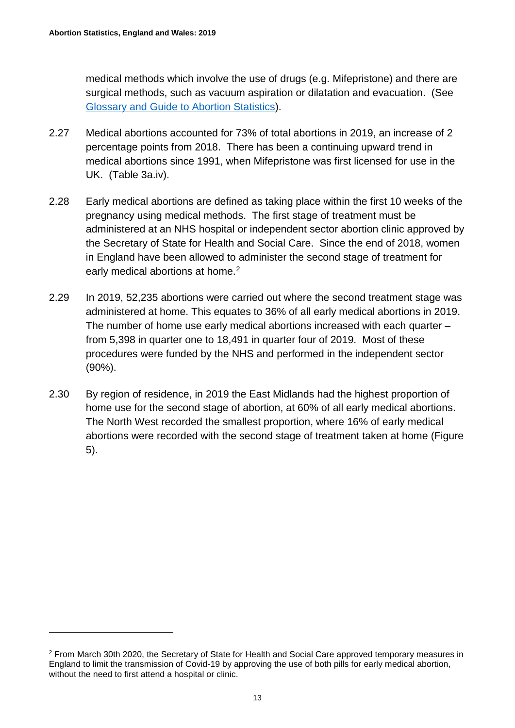medical methods which involve the use of drugs (e.g. Mifepristone) and there are surgical methods, such as vacuum aspiration or dilatation and evacuation. (See [Glossary and Guide to Abortion Statistics]).

2.27 Medical abortions accounted for 73% of total abortions in 2019, an increase of 2 percentage points from 2018. There has been a continuing upward trend in medical abortions since 1991, when Mifepristone was first licensed for use in the UK. (Table 3a.iv).

2.28 Early medical abortions are defined as taking place within the first 10 weeks of the pregnancy using medical methods. The first stage of treatment must be administered at an NHS hospital or independent sector abortion clinic approved by the Secretary of State for Health and Social Care. Since the end of 2018, women in England have been allowed to administer the second stage of treatment for early medical abortions at home.[2]

2.29 In 2019, 52,235 abortions were carried out where the second treatment stage was administered at home. This equates to 36% of all early medical abortions in 2019. The number of home use early medical abortions increased with each quarter – from 5,398 in quarter one to 18,491 in quarter four of 2019. Most of these procedures were funded by the NHS and performed in the independent sector (90%).

2.30 By region of residence, in 2019 the East Midlands had the highest proportion of home use for the second stage of abortion, at 60% of all early medical abortions. The North West recorded the smallest proportion, where 16% of early medical abortions were recorded with the second stage of treatment taken at home (Figure 5).

---

[2] From March 30th 2020, the Secretary of State for Health and Social Care approved temporary measures in England to limit the transmission of Covid-19 by approving the use of both pills for early medical abortion, without the need to first attend a hospital or clinic.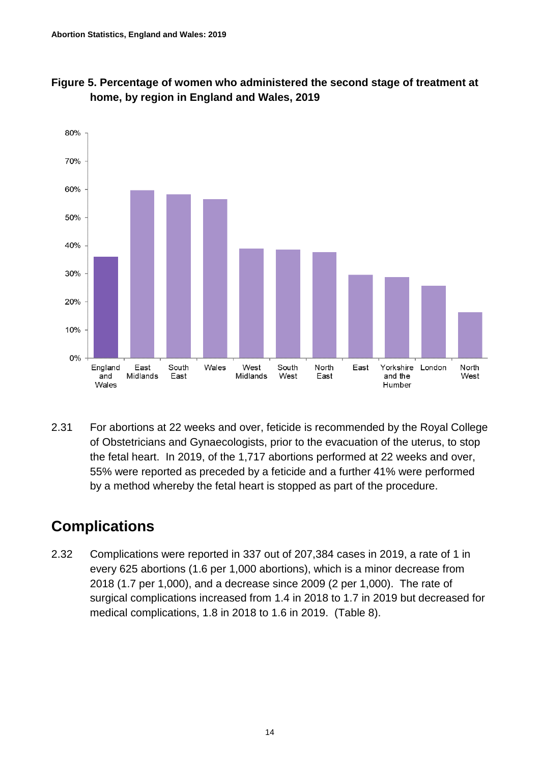**Figure 5. Percentage of women who administered the second stage of treatment at home, by region in England and Wales, 2019**

2.31 For abortions at 22 weeks and over, feticide is recommended by the Royal College of Obstetricians and Gynaecologists, prior to the evacuation of the uterus, to stop the fetal heart. In 2019, of the 1,717 abortions performed at 22 weeks and over, 55% were reported as preceded by a feticide and a further 41% were performed by a method whereby the fetal heart is stopped as part of the procedure.

## Complications

2.32 Complications were reported in 337 out of 207,384 cases in 2019, a rate of 1 in every 625 abortions (1.6 per 1,000 abortions), which is a minor decrease from 2018 (1.7 per 1,000), and a decrease since 2009 (2 per 1,000). The rate of surgical complications increased from 1.4 in 2018 to 1.7 in 2019 but decreased for medical complications, 1.8 in 2018 to 1.6 in 2019. (Table 8).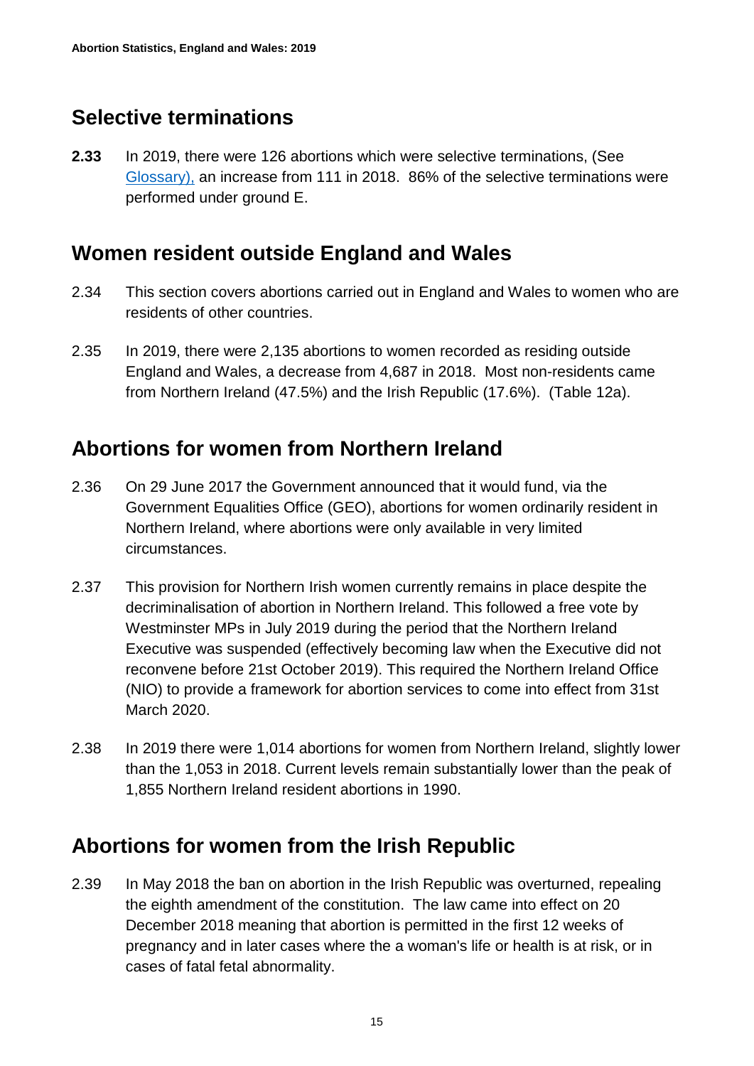## Selective terminations

**2.33** In 2019, there were 126 abortions which were selective terminations, (See Glossary), an increase from 111 in 2018. 86% of the selective terminations were performed under ground E.

## Women resident outside England and Wales

2.34 This section covers abortions carried out in England and Wales to women who are residents of other countries.

2.35 In 2019, there were 2,135 abortions to women recorded as residing outside England and Wales, a decrease from 4,687 in 2018. Most non-residents came from Northern Ireland (47.5%) and the Irish Republic (17.6%). (Table 12a).

## Abortions for women from Northern Ireland

2.36 On 29 June 2017 the Government announced that it would fund, via the Government Equalities Office (GEO), abortions for women ordinarily resident in Northern Ireland, where abortions were only available in very limited circumstances.

2.37 This provision for Northern Irish women currently remains in place despite the decriminalisation of abortion in Northern Ireland. This followed a free vote by Westminster MPs in July 2019 during the period that the Northern Ireland Executive was suspended (effectively becoming law when the Executive did not reconvene before 21st October 2019). This required the Northern Ireland Office (NIO) to provide a framework for abortion services to come into effect from 31st March 2020.

2.38 In 2019 there were 1,014 abortions for women from Northern Ireland, slightly lower than the 1,053 in 2018. Current levels remain substantially lower than the peak of 1,855 Northern Ireland resident abortions in 1990.

## Abortions for women from the Irish Republic

2.39 In May 2018 the ban on abortion in the Irish Republic was overturned, repealing the eighth amendment of the constitution. The law came into effect on 20 December 2018 meaning that abortion is permitted in the first 12 weeks of pregnancy and in later cases where the a woman's life or health is at risk, or in cases of fatal fetal abnormality.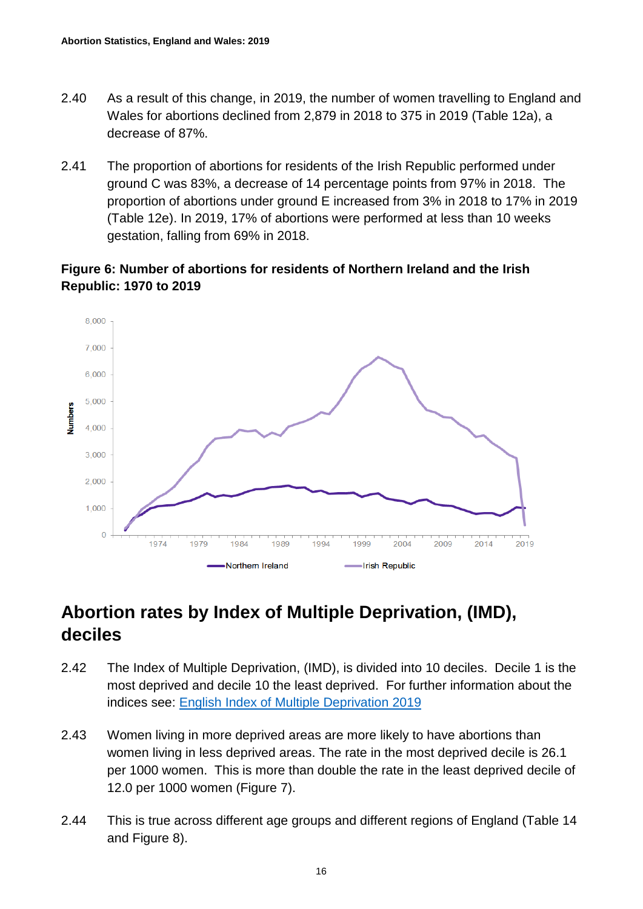2.40 As a result of this change, in 2019, the number of women travelling to England and Wales for abortions declined from 2,879 in 2018 to 375 in 2019 (Table 12a), a decrease of 87%.

2.41 The proportion of abortions for residents of the Irish Republic performed under ground C was 83%, a decrease of 14 percentage points from 97% in 2018. The proportion of abortions under ground E increased from 3% in 2018 to 17% in 2019 (Table 12e). In 2019, 17% of abortions were performed at less than 10 weeks gestation, falling from 69% in 2018.

**Figure 6: Number of abortions for residents of Northern Ireland and the Irish Republic: 1970 to 2019**

## Abortion rates by Index of Multiple Deprivation, (IMD), deciles

2.42 The Index of Multiple Deprivation, (IMD), is divided into 10 deciles. Decile 1 is the most deprived and decile 10 the least deprived. For further information about the indices see: [English Index of Multiple Deprivation 2019]

2.43 Women living in more deprived areas are more likely to have abortions than women living in less deprived areas. The rate in the most deprived decile is 26.1 per 1000 women. This is more than double the rate in the least deprived decile of 12.0 per 1000 women (Figure 7).

2.44 This is true across different age groups and different regions of England (Table 14 and Figure 8).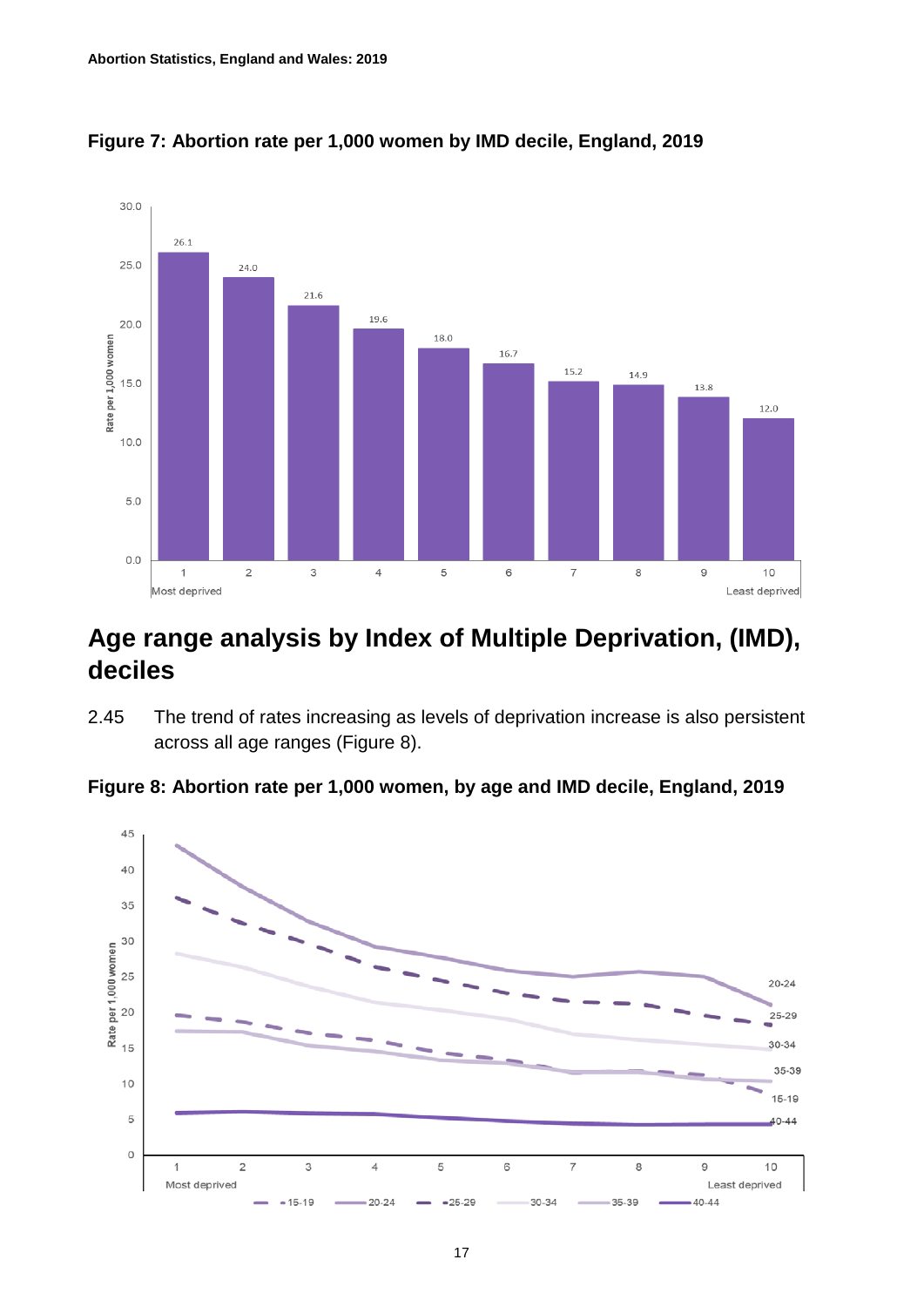**Figure 7: Abortion rate per 1,000 women by IMD decile, England, 2019**

## Age range analysis by Index of Multiple Deprivation, (IMD), deciles

2.45 The trend of rates increasing as levels of deprivation increase is also persistent across all age ranges (Figure 8).

**Figure 8: Abortion rate per 1,000 women, by age and IMD decile, England, 2019**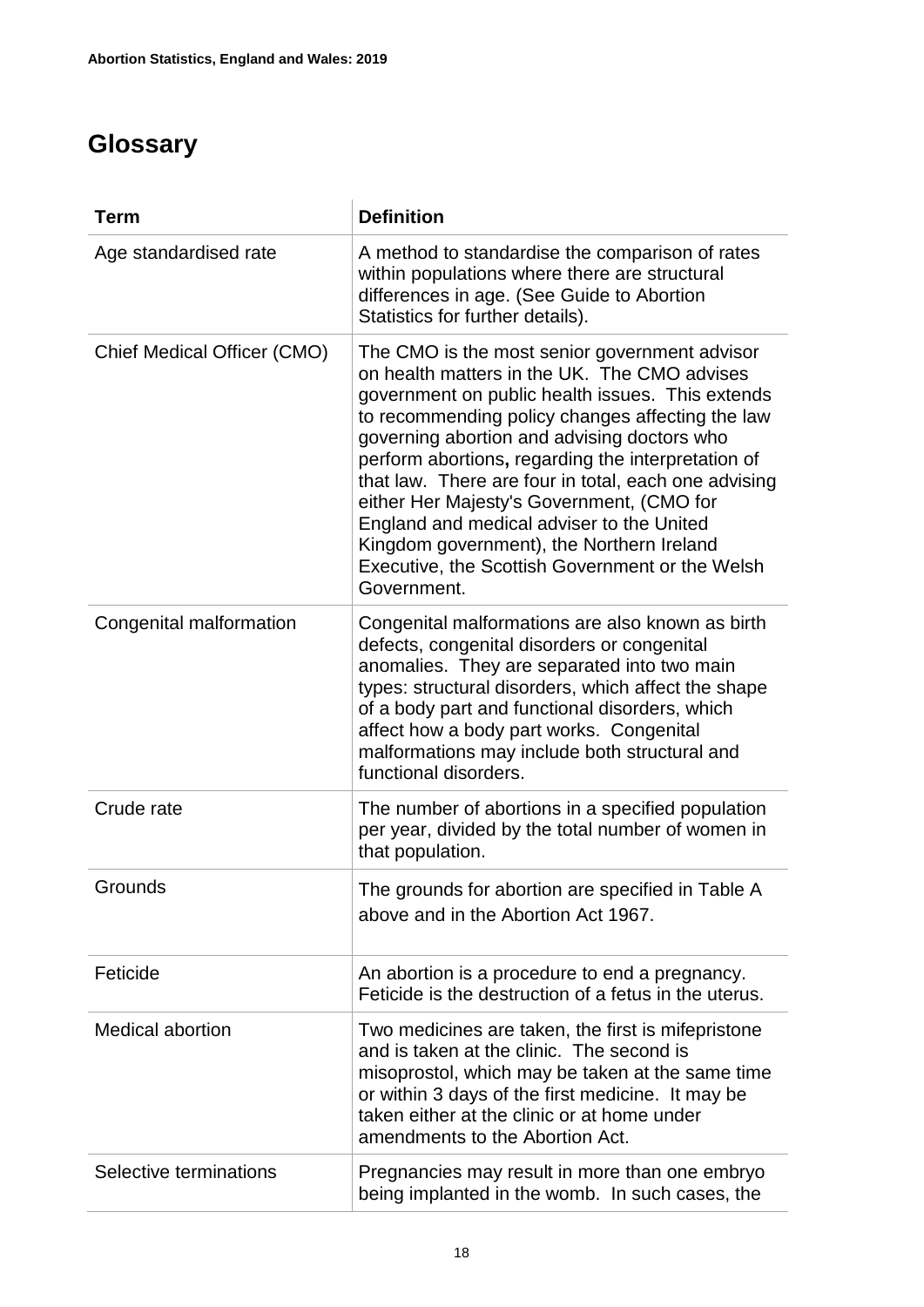## Glossary

| Term | Definition |
|---|---|
| Age standardised rate | A method to standardise the comparison of rates within populations where there are structural differences in age. (See Guide to Abortion Statistics for further details). |
| Chief Medical Officer (CMO) | The CMO is the most senior government advisor on health matters in the UK. The CMO advises government on public health issues. This extends to recommending policy changes affecting the law governing abortion and advising doctors who perform abortions**,** regarding the interpretation of that law. There are four in total, each one advising either Her Majesty's Government, (CMO for England and medical adviser to the United Kingdom government), the Northern Ireland Executive, the Scottish Government or the Welsh Government. |
| Congenital malformation | Congenital malformations are also known as birth defects, congenital disorders or congenital anomalies. They are separated into two main types: structural disorders, which affect the shape of a body part and functional disorders, which affect how a body part works. Congenital malformations may include both structural and functional disorders. |
| Crude rate | The number of abortions in a specified population per year, divided by the total number of women in that population. |
| Grounds | The grounds for abortion are specified in Table A above and in the Abortion Act 1967. |
| Feticide | An abortion is a procedure to end a pregnancy. Feticide is the destruction of a fetus in the uterus. |
| Medical abortion | Two medicines are taken, the first is mifepristone and is taken at the clinic. The second is misoprostol, which may be taken at the same time or within 3 days of the first medicine. It may be taken either at the clinic or at home under amendments to the Abortion Act. |
| Selective terminations | Pregnancies may result in more than one embryo being implanted in the womb. In such cases, the |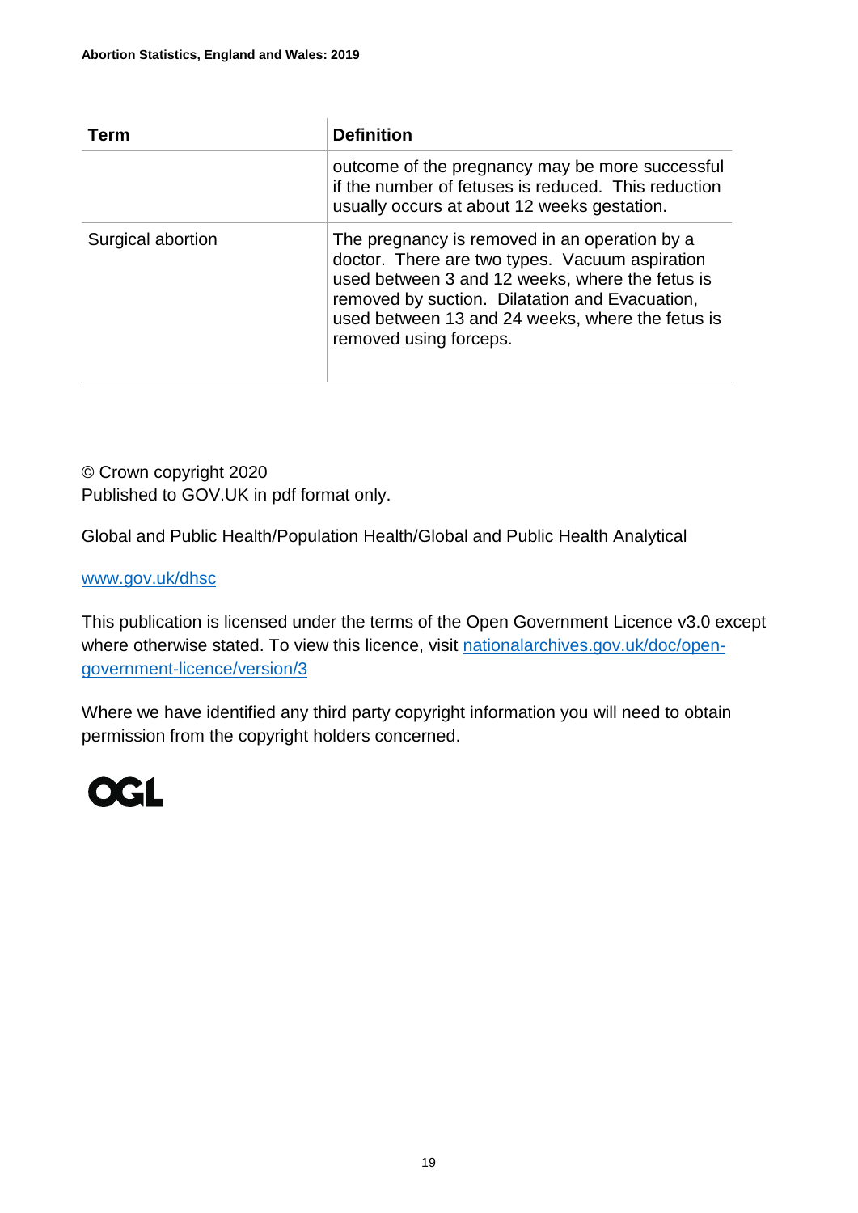| Term | Definition |
|---|---|
| | outcome of the pregnancy may be more successful if the number of fetuses is reduced. This reduction usually occurs at about 12 weeks gestation. |
| Surgical abortion | The pregnancy is removed in an operation by a doctor. There are two types. Vacuum aspiration used between 3 and 12 weeks, where the fetus is removed by suction. Dilatation and Evacuation, used between 13 and 24 weeks, where the fetus is removed using forceps. |

© Crown copyright 2020
Published to GOV.UK in pdf format only.

Global and Public Health/Population Health/Global and Public Health Analytical

[www.gov.uk/dhsc](www.gov.uk/dhsc)

This publication is licensed under the terms of the Open Government Licence v3.0 except where otherwise stated. To view this licence, visit [nationalarchives.gov.uk/doc/open-government-licence/version/3](nationalarchives.gov.uk/doc/open-government-licence/version/3)

Where we have identified any third party copyright information you will need to obtain permission from the copyright holders concerned.

OGL